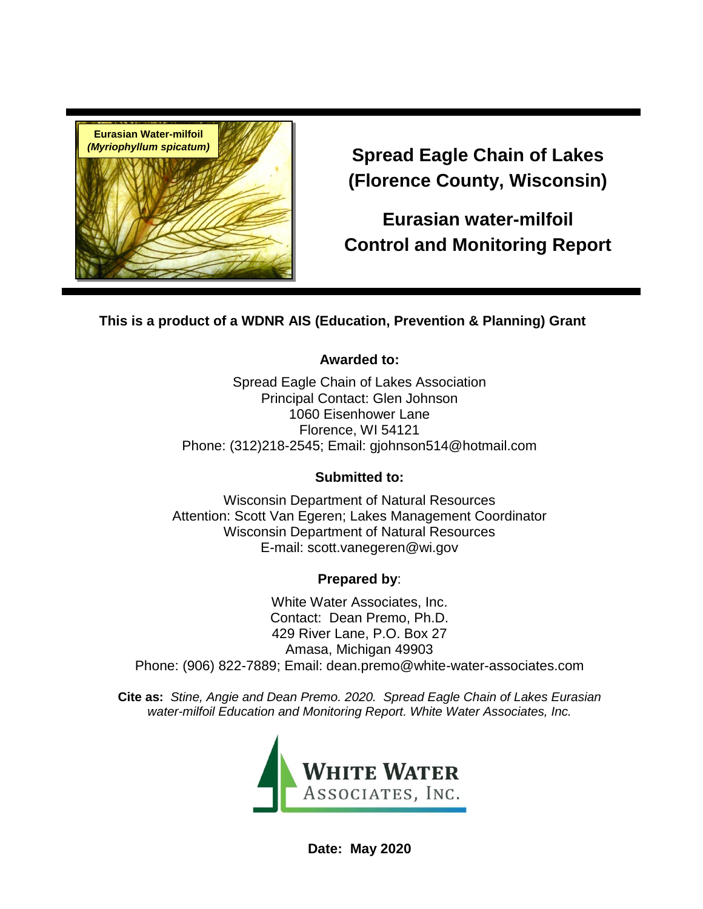Eurasian Water-milfoil
*(Myriophyllum spicatum)*

# Spread Eagle Chain of Lakes (Florence County, Wisconsin)

# Eurasian water-milfoil Control and Monitoring Report

**This is a product of a WDNR AIS (Education, Prevention & Planning) Grant**

**Awarded to:**

Spread Eagle Chain of Lakes Association
Principal Contact: Glen Johnson
1060 Eisenhower Lane
Florence, WI 54121
Phone: (312)218-2545; Email: gjohnson514@hotmail.com

**Submitted to:**

Wisconsin Department of Natural Resources
Attention: Scott Van Egeren; Lakes Management Coordinator
Wisconsin Department of Natural Resources
E-mail: scott.vanegeren@wi.gov

**Prepared by**:

White Water Associates, Inc.
Contact: Dean Premo, Ph.D.
429 River Lane, P.O. Box 27
Amasa, Michigan 49903
Phone: (906) 822-7889; Email: dean.premo@white-water-associates.com

**Cite as:** *Stine, Angie and Dean Premo. 2020. Spread Eagle Chain of Lakes Eurasian water-milfoil Education and Monitoring Report. White Water Associates, Inc.*

WHITE WATER ASSOCIATES, INC.

**Date: May 2020**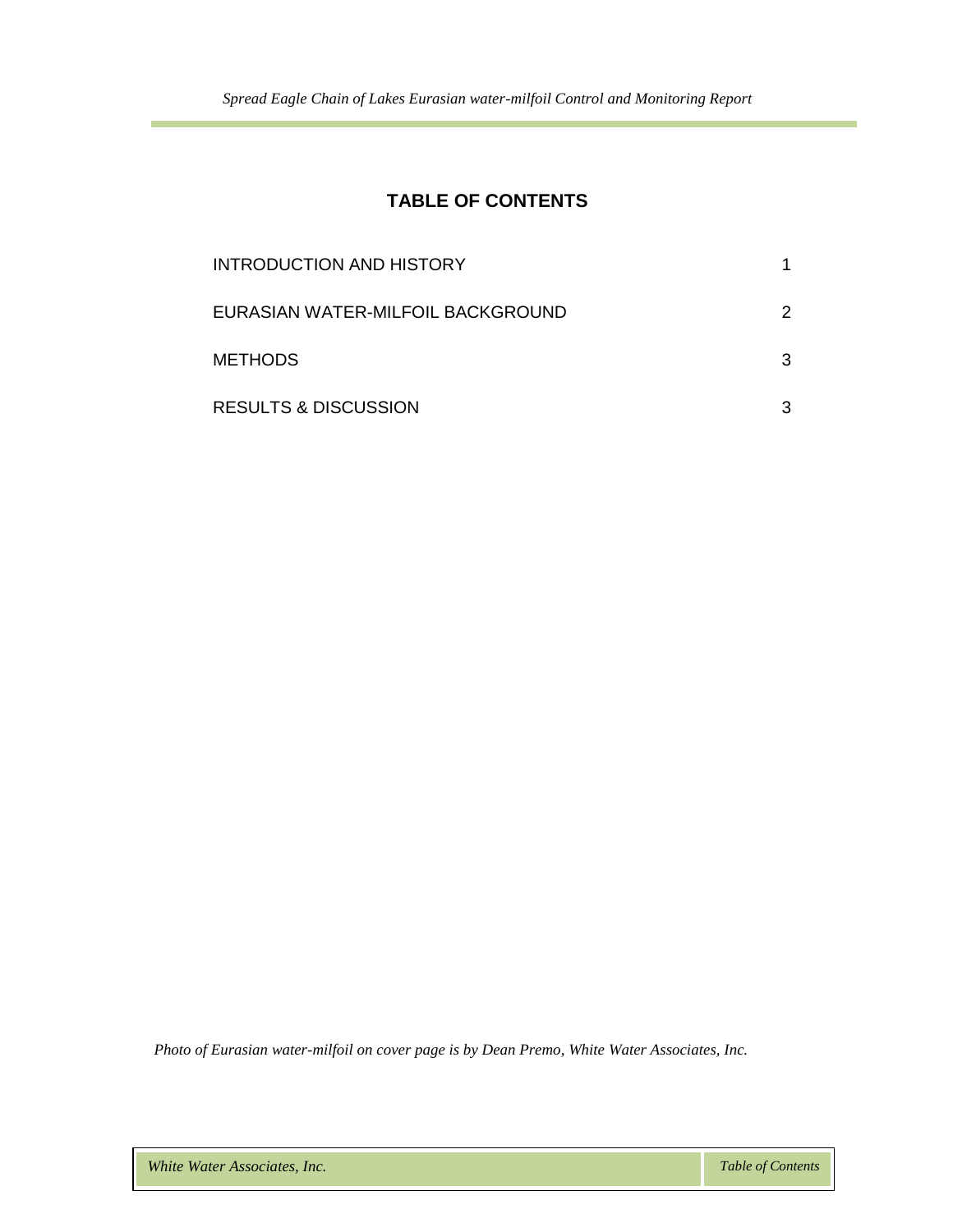# TABLE OF CONTENTS

| | |
|---|---|
| INTRODUCTION AND HISTORY | 1 |
| EURASIAN WATER-MILFOIL BACKGROUND | 2 |
| METHODS | 3 |
| RESULTS & DISCUSSION | 3 |

*Photo of Eurasian water-milfoil on cover page is by Dean Premo, White Water Associates, Inc.*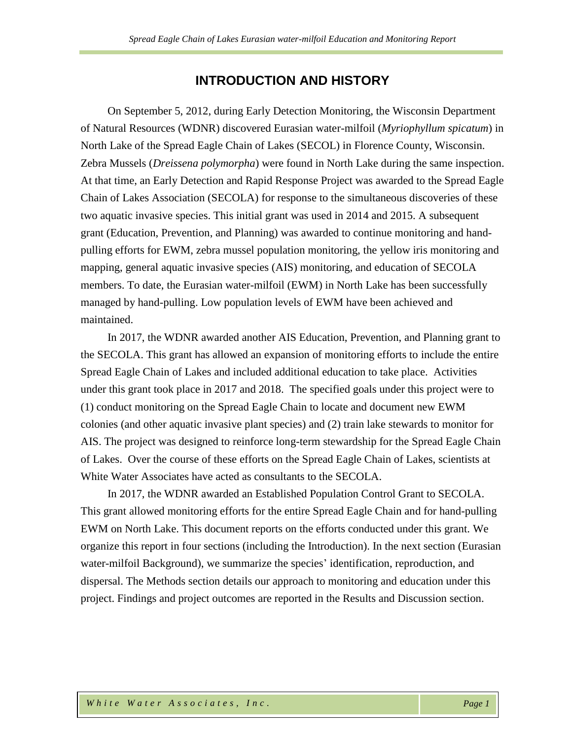# INTRODUCTION AND HISTORY

On September 5, 2012, during Early Detection Monitoring, the Wisconsin Department of Natural Resources (WDNR) discovered Eurasian water-milfoil (*Myriophyllum spicatum*) in North Lake of the Spread Eagle Chain of Lakes (SECOL) in Florence County, Wisconsin. Zebra Mussels (*Dreissena polymorpha*) were found in North Lake during the same inspection. At that time, an Early Detection and Rapid Response Project was awarded to the Spread Eagle Chain of Lakes Association (SECOLA) for response to the simultaneous discoveries of these two aquatic invasive species. This initial grant was used in 2014 and 2015. A subsequent grant (Education, Prevention, and Planning) was awarded to continue monitoring and hand-pulling efforts for EWM, zebra mussel population monitoring, the yellow iris monitoring and mapping, general aquatic invasive species (AIS) monitoring, and education of SECOLA members. To date, the Eurasian water-milfoil (EWM) in North Lake has been successfully managed by hand-pulling. Low population levels of EWM have been achieved and maintained.

In 2017, the WDNR awarded another AIS Education, Prevention, and Planning grant to the SECOLA. This grant has allowed an expansion of monitoring efforts to include the entire Spread Eagle Chain of Lakes and included additional education to take place. Activities under this grant took place in 2017 and 2018. The specified goals under this project were to (1) conduct monitoring on the Spread Eagle Chain to locate and document new EWM colonies (and other aquatic invasive plant species) and (2) train lake stewards to monitor for AIS. The project was designed to reinforce long-term stewardship for the Spread Eagle Chain of Lakes. Over the course of these efforts on the Spread Eagle Chain of Lakes, scientists at White Water Associates have acted as consultants to the SECOLA.

In 2017, the WDNR awarded an Established Population Control Grant to SECOLA. This grant allowed monitoring efforts for the entire Spread Eagle Chain and for hand-pulling EWM on North Lake. This document reports on the efforts conducted under this grant. We organize this report in four sections (including the Introduction). In the next section (Eurasian water-milfoil Background), we summarize the species' identification, reproduction, and dispersal. The Methods section details our approach to monitoring and education under this project. Findings and project outcomes are reported in the Results and Discussion section.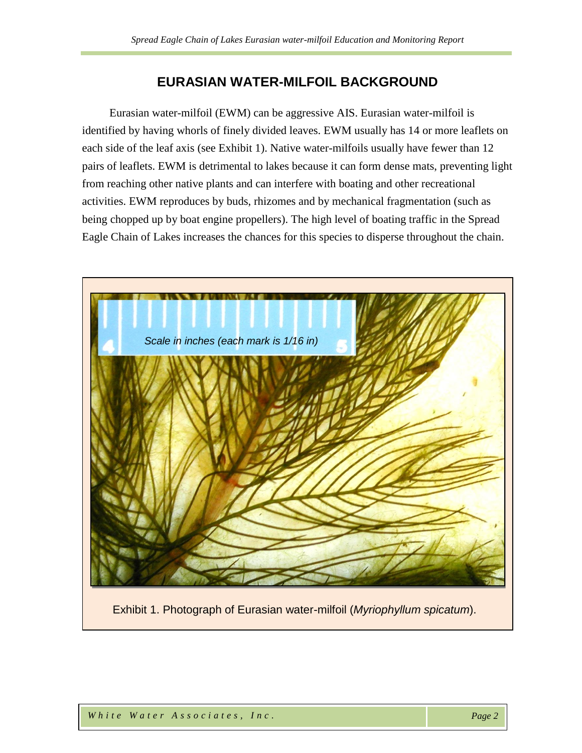# EURASIAN WATER-MILFOIL BACKGROUND

Eurasian water-milfoil (EWM) can be aggressive AIS. Eurasian water-milfoil is identified by having whorls of finely divided leaves. EWM usually has 14 or more leaflets on each side of the leaf axis (see Exhibit 1). Native water-milfoils usually have fewer than 12 pairs of leaflets. EWM is detrimental to lakes because it can form dense mats, preventing light from reaching other native plants and can interfere with boating and other recreational activities. EWM reproduces by buds, rhizomes and by mechanical fragmentation (such as being chopped up by boat engine propellers). The high level of boating traffic in the Spread Eagle Chain of Lakes increases the chances for this species to disperse throughout the chain.

Scale in inches (each mark is 1/16 in)

Exhibit 1. Photograph of Eurasian water-milfoil (*Myriophyllum spicatum*).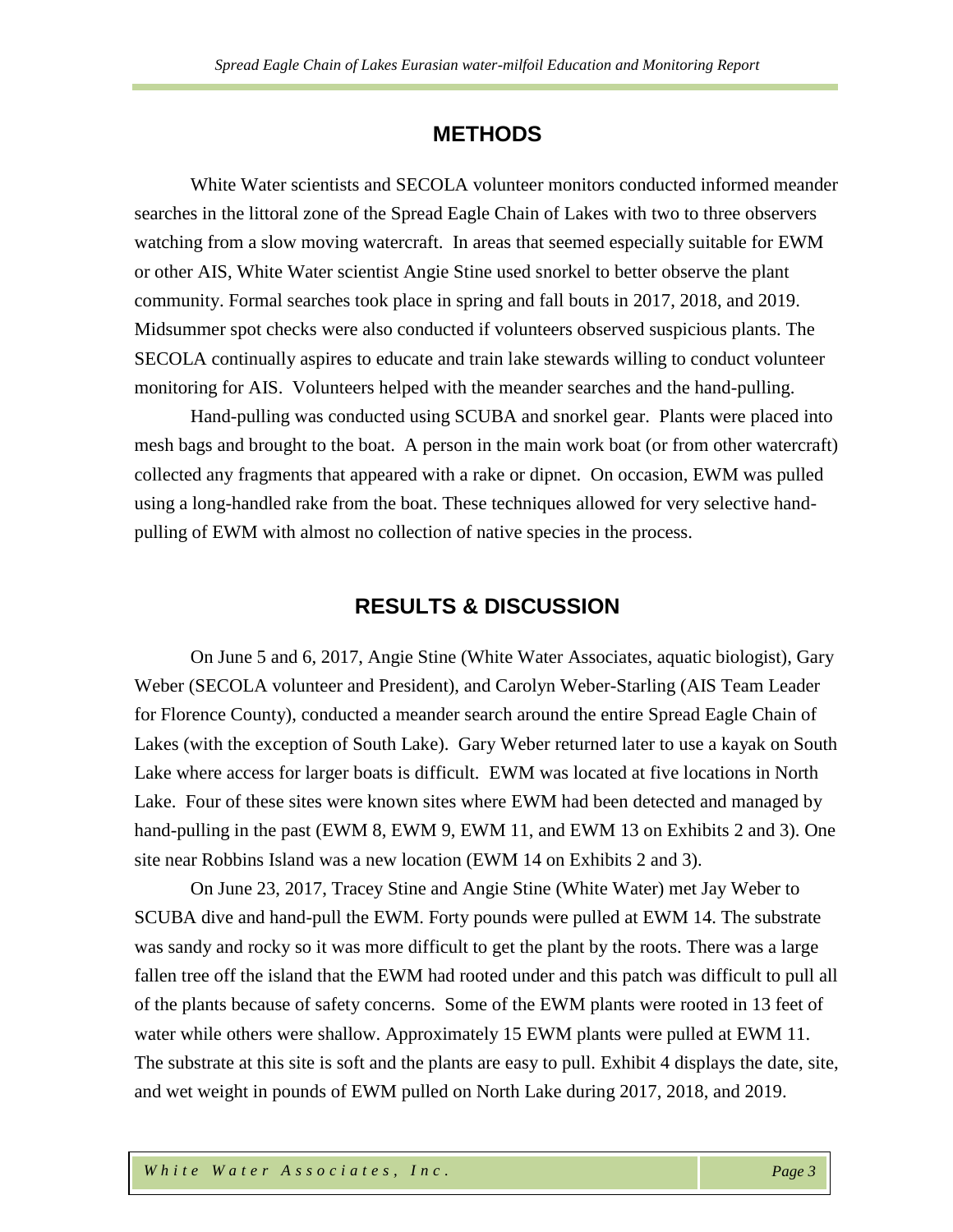## METHODS

White Water scientists and SECOLA volunteer monitors conducted informed meander searches in the littoral zone of the Spread Eagle Chain of Lakes with two to three observers watching from a slow moving watercraft. In areas that seemed especially suitable for EWM or other AIS, White Water scientist Angie Stine used snorkel to better observe the plant community. Formal searches took place in spring and fall bouts in 2017, 2018, and 2019. Midsummer spot checks were also conducted if volunteers observed suspicious plants. The SECOLA continually aspires to educate and train lake stewards willing to conduct volunteer monitoring for AIS. Volunteers helped with the meander searches and the hand-pulling.

Hand-pulling was conducted using SCUBA and snorkel gear. Plants were placed into mesh bags and brought to the boat. A person in the main work boat (or from other watercraft) collected any fragments that appeared with a rake or dipnet. On occasion, EWM was pulled using a long-handled rake from the boat. These techniques allowed for very selective hand-pulling of EWM with almost no collection of native species in the process.

## RESULTS & DISCUSSION

On June 5 and 6, 2017, Angie Stine (White Water Associates, aquatic biologist), Gary Weber (SECOLA volunteer and President), and Carolyn Weber-Starling (AIS Team Leader for Florence County), conducted a meander search around the entire Spread Eagle Chain of Lakes (with the exception of South Lake). Gary Weber returned later to use a kayak on South Lake where access for larger boats is difficult. EWM was located at five locations in North Lake. Four of these sites were known sites where EWM had been detected and managed by hand-pulling in the past (EWM 8, EWM 9, EWM 11, and EWM 13 on Exhibits 2 and 3). One site near Robbins Island was a new location (EWM 14 on Exhibits 2 and 3).

On June 23, 2017, Tracey Stine and Angie Stine (White Water) met Jay Weber to SCUBA dive and hand-pull the EWM. Forty pounds were pulled at EWM 14. The substrate was sandy and rocky so it was more difficult to get the plant by the roots. There was a large fallen tree off the island that the EWM had rooted under and this patch was difficult to pull all of the plants because of safety concerns. Some of the EWM plants were rooted in 13 feet of water while others were shallow. Approximately 15 EWM plants were pulled at EWM 11. The substrate at this site is soft and the plants are easy to pull. Exhibit 4 displays the date, site, and wet weight in pounds of EWM pulled on North Lake during 2017, 2018, and 2019.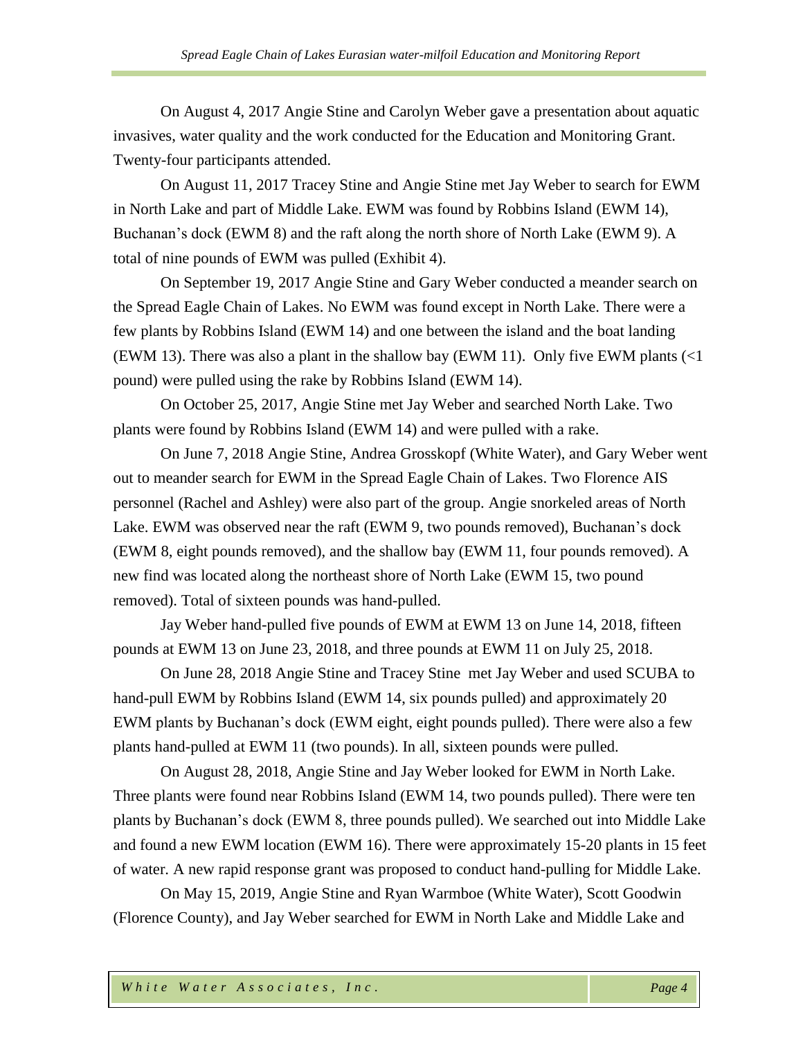On August 4, 2017 Angie Stine and Carolyn Weber gave a presentation about aquatic invasives, water quality and the work conducted for the Education and Monitoring Grant. Twenty-four participants attended.

On August 11, 2017 Tracey Stine and Angie Stine met Jay Weber to search for EWM in North Lake and part of Middle Lake. EWM was found by Robbins Island (EWM 14), Buchanan's dock (EWM 8) and the raft along the north shore of North Lake (EWM 9). A total of nine pounds of EWM was pulled (Exhibit 4).

On September 19, 2017 Angie Stine and Gary Weber conducted a meander search on the Spread Eagle Chain of Lakes. No EWM was found except in North Lake. There were a few plants by Robbins Island (EWM 14) and one between the island and the boat landing (EWM 13). There was also a plant in the shallow bay (EWM 11). Only five EWM plants (<1 pound) were pulled using the rake by Robbins Island (EWM 14).

On October 25, 2017, Angie Stine met Jay Weber and searched North Lake. Two plants were found by Robbins Island (EWM 14) and were pulled with a rake.

On June 7, 2018 Angie Stine, Andrea Grosskopf (White Water), and Gary Weber went out to meander search for EWM in the Spread Eagle Chain of Lakes. Two Florence AIS personnel (Rachel and Ashley) were also part of the group. Angie snorkeled areas of North Lake. EWM was observed near the raft (EWM 9, two pounds removed), Buchanan's dock (EWM 8, eight pounds removed), and the shallow bay (EWM 11, four pounds removed). A new find was located along the northeast shore of North Lake (EWM 15, two pound removed). Total of sixteen pounds was hand-pulled.

Jay Weber hand-pulled five pounds of EWM at EWM 13 on June 14, 2018, fifteen pounds at EWM 13 on June 23, 2018, and three pounds at EWM 11 on July 25, 2018.

On June 28, 2018 Angie Stine and Tracey Stine met Jay Weber and used SCUBA to hand-pull EWM by Robbins Island (EWM 14, six pounds pulled) and approximately 20 EWM plants by Buchanan's dock (EWM eight, eight pounds pulled). There were also a few plants hand-pulled at EWM 11 (two pounds). In all, sixteen pounds were pulled.

On August 28, 2018, Angie Stine and Jay Weber looked for EWM in North Lake. Three plants were found near Robbins Island (EWM 14, two pounds pulled). There were ten plants by Buchanan's dock (EWM 8, three pounds pulled). We searched out into Middle Lake and found a new EWM location (EWM 16). There were approximately 15-20 plants in 15 feet of water. A new rapid response grant was proposed to conduct hand-pulling for Middle Lake.

On May 15, 2019, Angie Stine and Ryan Warmboe (White Water), Scott Goodwin (Florence County), and Jay Weber searched for EWM in North Lake and Middle Lake and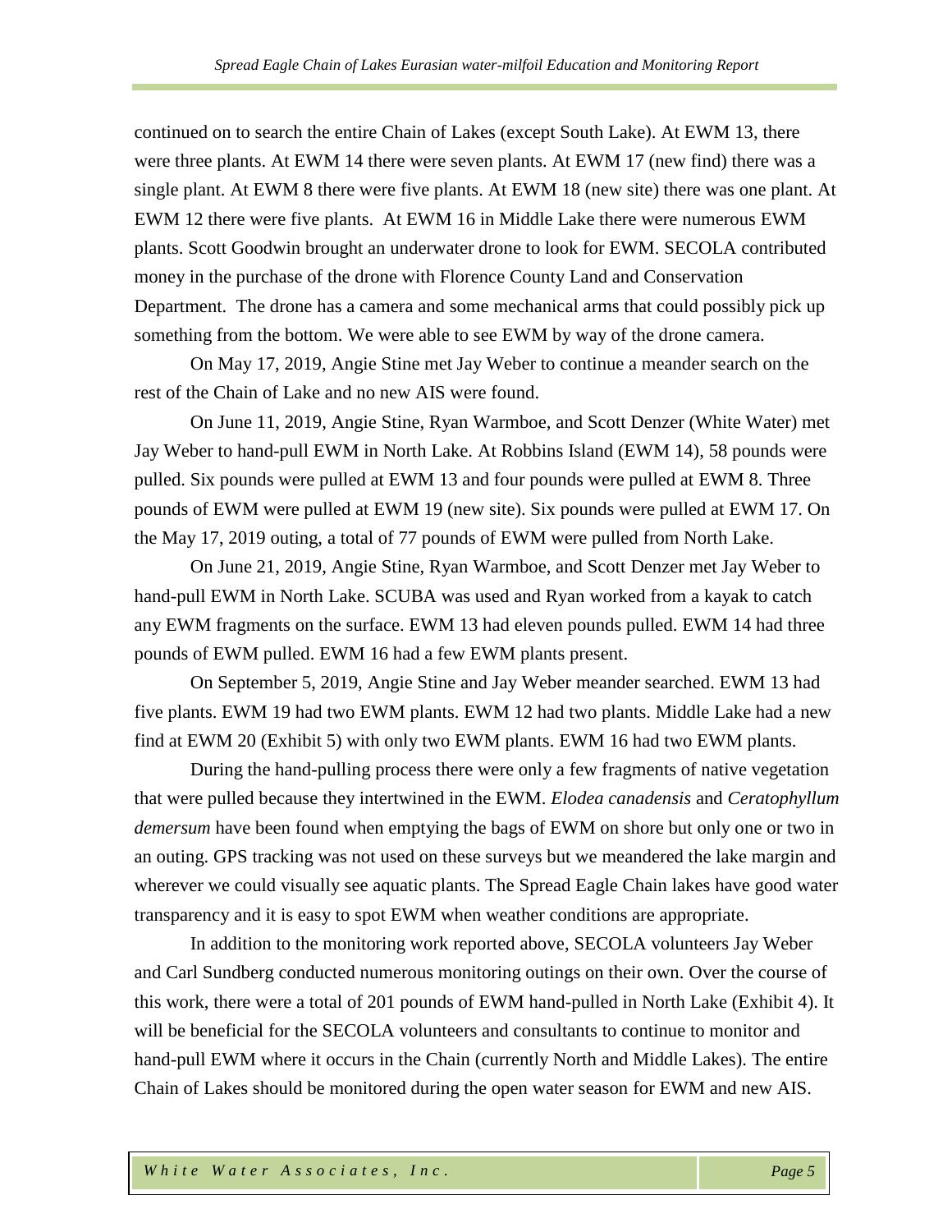continued on to search the entire Chain of Lakes (except South Lake). At EWM 13, there were three plants. At EWM 14 there were seven plants. At EWM 17 (new find) there was a single plant. At EWM 8 there were five plants. At EWM 18 (new site) there was one plant. At EWM 12 there were five plants. At EWM 16 in Middle Lake there were numerous EWM plants. Scott Goodwin brought an underwater drone to look for EWM. SECOLA contributed money in the purchase of the drone with Florence County Land and Conservation Department. The drone has a camera and some mechanical arms that could possibly pick up something from the bottom. We were able to see EWM by way of the drone camera.

On May 17, 2019, Angie Stine met Jay Weber to continue a meander search on the rest of the Chain of Lake and no new AIS were found.

On June 11, 2019, Angie Stine, Ryan Warmboe, and Scott Denzer (White Water) met Jay Weber to hand-pull EWM in North Lake. At Robbins Island (EWM 14), 58 pounds were pulled. Six pounds were pulled at EWM 13 and four pounds were pulled at EWM 8. Three pounds of EWM were pulled at EWM 19 (new site). Six pounds were pulled at EWM 17. On the May 17, 2019 outing, a total of 77 pounds of EWM were pulled from North Lake.

On June 21, 2019, Angie Stine, Ryan Warmboe, and Scott Denzer met Jay Weber to hand-pull EWM in North Lake. SCUBA was used and Ryan worked from a kayak to catch any EWM fragments on the surface. EWM 13 had eleven pounds pulled. EWM 14 had three pounds of EWM pulled. EWM 16 had a few EWM plants present.

On September 5, 2019, Angie Stine and Jay Weber meander searched. EWM 13 had five plants. EWM 19 had two EWM plants. EWM 12 had two plants. Middle Lake had a new find at EWM 20 (Exhibit 5) with only two EWM plants. EWM 16 had two EWM plants.

During the hand-pulling process there were only a few fragments of native vegetation that were pulled because they intertwined in the EWM. *Elodea canadensis* and *Ceratophyllum demersum* have been found when emptying the bags of EWM on shore but only one or two in an outing. GPS tracking was not used on these surveys but we meandered the lake margin and wherever we could visually see aquatic plants. The Spread Eagle Chain lakes have good water transparency and it is easy to spot EWM when weather conditions are appropriate.

In addition to the monitoring work reported above, SECOLA volunteers Jay Weber and Carl Sundberg conducted numerous monitoring outings on their own. Over the course of this work, there were a total of 201 pounds of EWM hand-pulled in North Lake (Exhibit 4). It will be beneficial for the SECOLA volunteers and consultants to continue to monitor and hand-pull EWM where it occurs in the Chain (currently North and Middle Lakes). The entire Chain of Lakes should be monitored during the open water season for EWM and new AIS.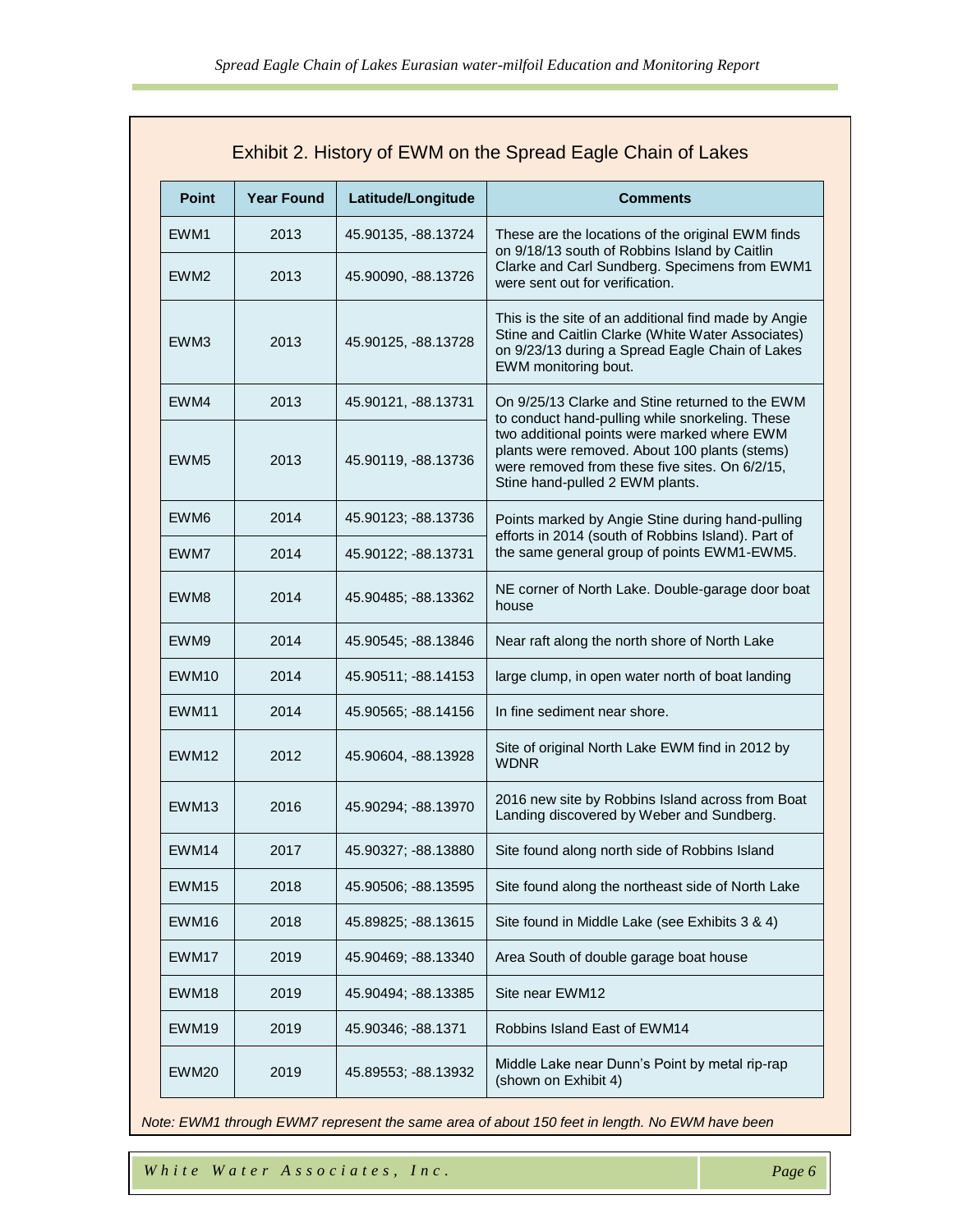## Exhibit 2. History of EWM on the Spread Eagle Chain of Lakes

| Point | Year Found | Latitude/Longitude | Comments |
|---|---|---|---|
| EWM1 | 2013 | 45.90135, -88.13724 | These are the locations of the original EWM finds on 9/18/13 south of Robbins Island by Caitlin Clarke and Carl Sundberg. Specimens from EWM1 were sent out for verification. |
| EWM2 | 2013 | 45.90090, -88.13726 | |
| EWM3 | 2013 | 45.90125, -88.13728 | This is the site of an additional find made by Angie Stine and Caitlin Clarke (White Water Associates) on 9/23/13 during a Spread Eagle Chain of Lakes EWM monitoring bout. |
| EWM4 | 2013 | 45.90121, -88.13731 | On 9/25/13 Clarke and Stine returned to the EWM to conduct hand-pulling while snorkeling. These two additional points were marked where EWM plants were removed. About 100 plants (stems) were removed from these five sites. On 6/2/15, Stine hand-pulled 2 EWM plants. |
| EWM5 | 2013 | 45.90119, -88.13736 | |
| EWM6 | 2014 | 45.90123; -88.13736 | Points marked by Angie Stine during hand-pulling efforts in 2014 (south of Robbins Island). Part of the same general group of points EWM1-EWM5. |
| EWM7 | 2014 | 45.90122; -88.13731 | |
| EWM8 | 2014 | 45.90485; -88.13362 | NE corner of North Lake. Double-garage door boat house |
| EWM9 | 2014 | 45.90545; -88.13846 | Near raft along the north shore of North Lake |
| EWM10 | 2014 | 45.90511; -88.14153 | large clump, in open water north of boat landing |
| EWM11 | 2014 | 45.90565; -88.14156 | In fine sediment near shore. |
| EWM12 | 2012 | 45.90604, -88.13928 | Site of original North Lake EWM find in 2012 by WDNR |
| EWM13 | 2016 | 45.90294; -88.13970 | 2016 new site by Robbins Island across from Boat Landing discovered by Weber and Sundberg. |
| EWM14 | 2017 | 45.90327; -88.13880 | Site found along north side of Robbins Island |
| EWM15 | 2018 | 45.90506; -88.13595 | Site found along the northeast side of North Lake |
| EWM16 | 2018 | 45.89825; -88.13615 | Site found in Middle Lake (see Exhibits 3 & 4) |
| EWM17 | 2019 | 45.90469; -88.13340 | Area South of double garage boat house |
| EWM18 | 2019 | 45.90494; -88.13385 | Site near EWM12 |
| EWM19 | 2019 | 45.90346; -88.1371 | Robbins Island East of EWM14 |
| EWM20 | 2019 | 45.89553; -88.13932 | Middle Lake near Dunn's Point by metal rip-rap (shown on Exhibit 4) |

*Note: EWM1 through EWM7 represent the same area of about 150 feet in length. No EWM have been*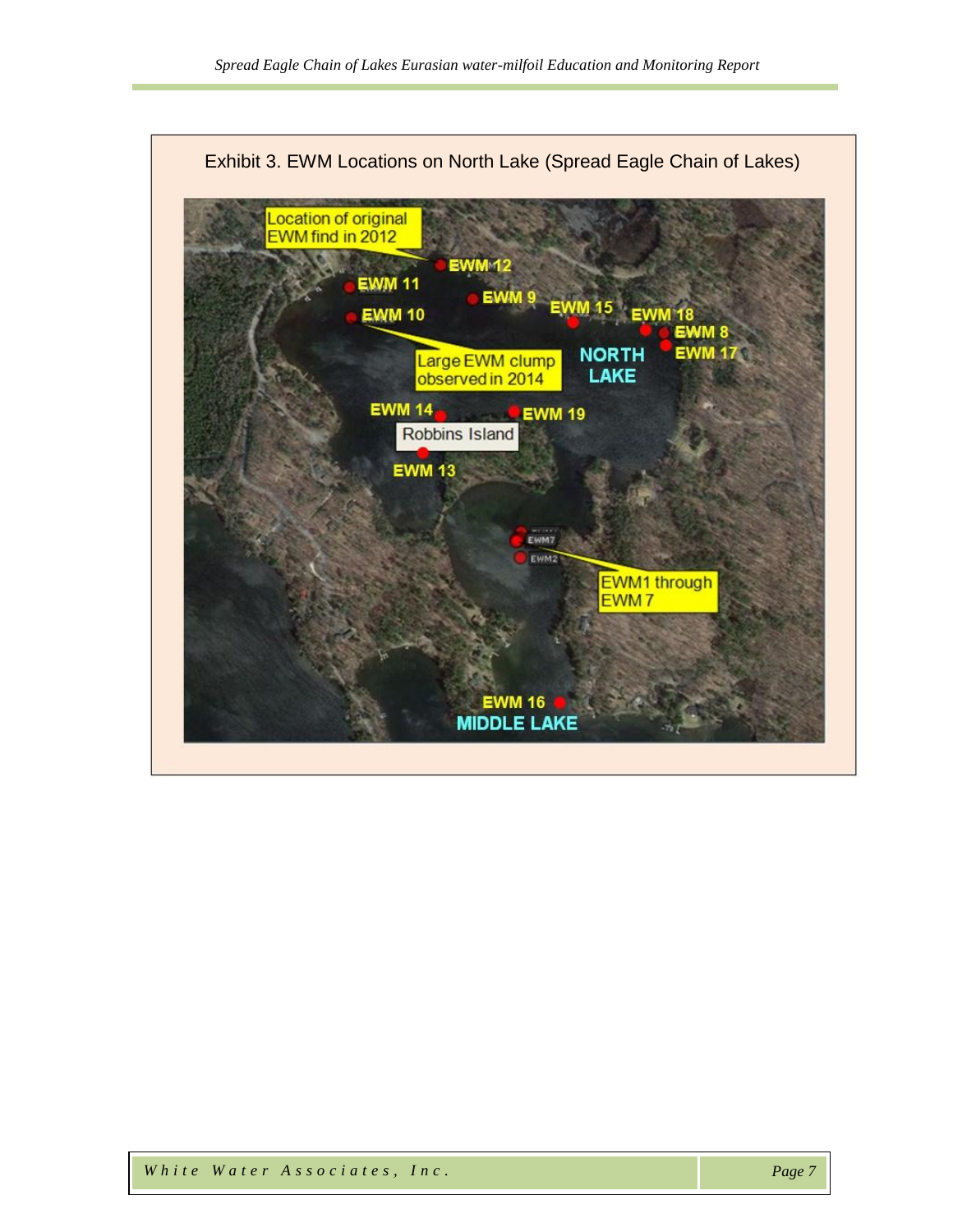Exhibit 3. EWM Locations on North Lake (Spread Eagle Chain of Lakes)

Location of original EWM find in 2012

EWM 12

EWM 11

EWM 9

EWM 10

EWM 15

EWM 18

EWM 8

EWM 17

Large EWM clump observed in 2014

NORTH LAKE

EWM 14

EWM 19

Robbins Island

EWM 13

EWM7

EWM2

EWM1 through EWM 7

EWM 16

MIDDLE LAKE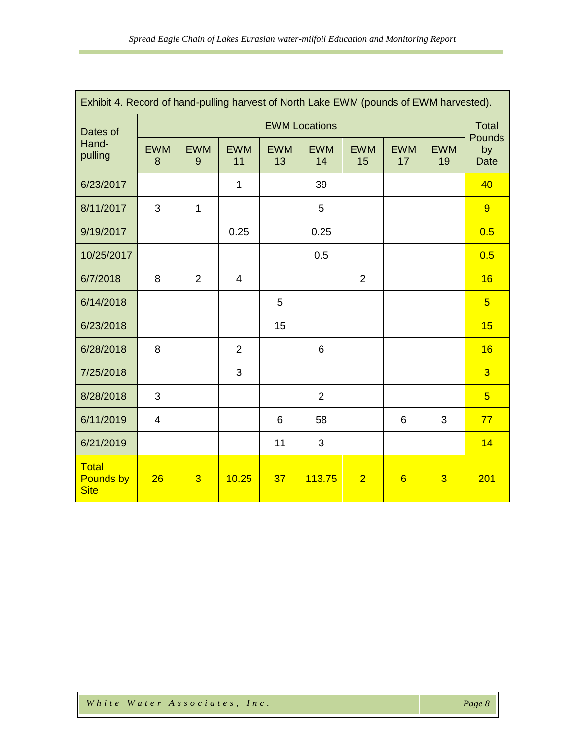Exhibit 4. Record of hand-pulling harvest of North Lake EWM (pounds of EWM harvested).

| Dates of Hand-pulling | EWM Locations | | | | | | | | Total Pounds by Date |
|---|---|---|---|---|---|---|---|---|---|
| | EWM 8 | EWM 9 | EWM 11 | EWM 13 | EWM 14 | EWM 15 | EWM 17 | EWM 19 | |
| 6/23/2017 | | | 1 | | 39 | | | | 40 |
| 8/11/2017 | 3 | 1 | | | 5 | | | | 9 |
| 9/19/2017 | | | 0.25 | | 0.25 | | | | 0.5 |
| 10/25/2017 | | | | | 0.5 | | | | 0.5 |
| 6/7/2018 | 8 | 2 | 4 | | | 2 | | | 16 |
| 6/14/2018 | | | | 5 | | | | | 5 |
| 6/23/2018 | | | | 15 | | | | | 15 |
| 6/28/2018 | 8 | | 2 | | 6 | | | | 16 |
| 7/25/2018 | | | 3 | | | | | | 3 |
| 8/28/2018 | 3 | | | | 2 | | | | 5 |
| 6/11/2019 | 4 | | | 6 | 58 | | 6 | 3 | 77 |
| 6/21/2019 | | | | 11 | 3 | | | | 14 |
| Total Pounds by Site | 26 | 3 | 10.25 | 37 | 113.75 | 2 | 6 | 3 | 201 |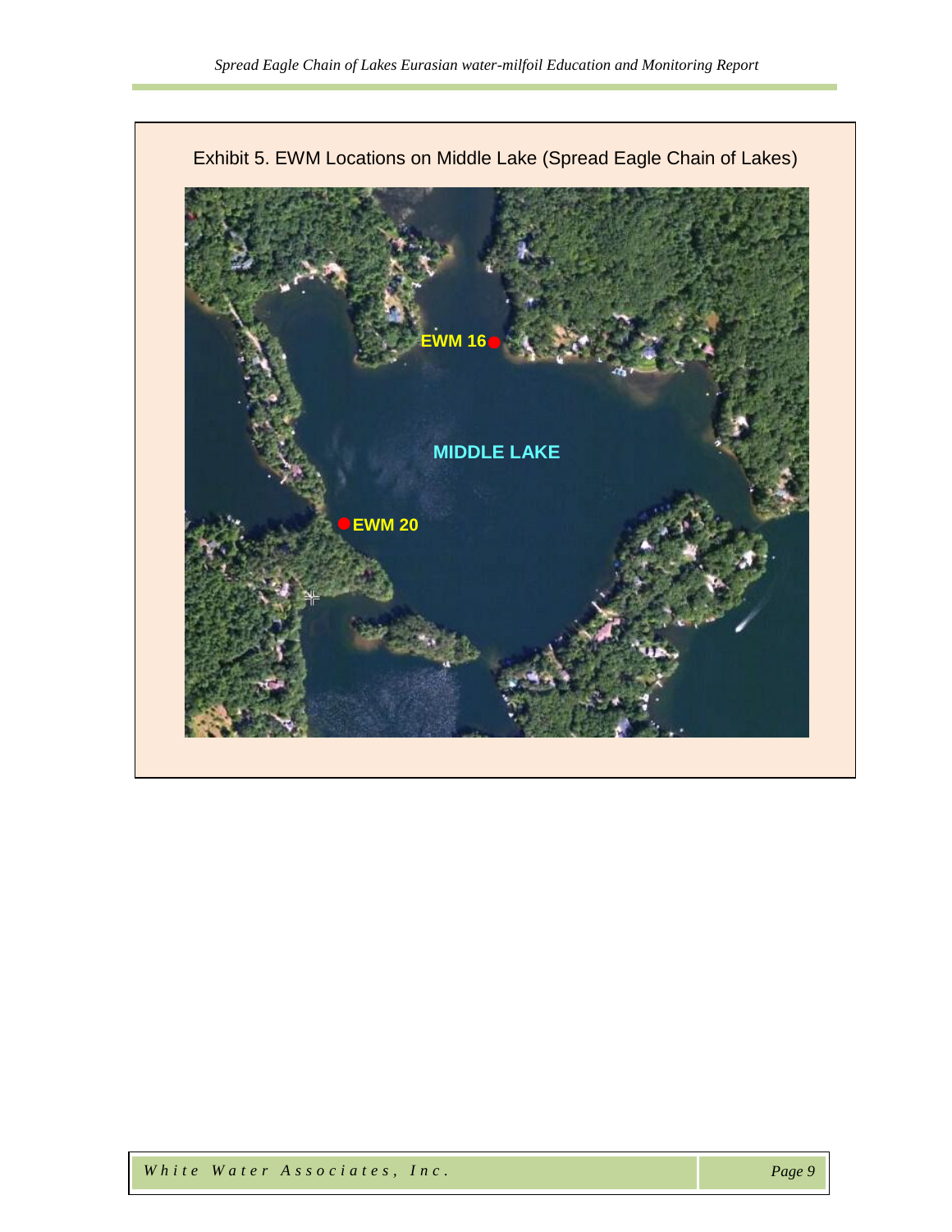Exhibit 5. EWM Locations on Middle Lake (Spread Eagle Chain of Lakes)

EWM 16

MIDDLE LAKE

EWM 20